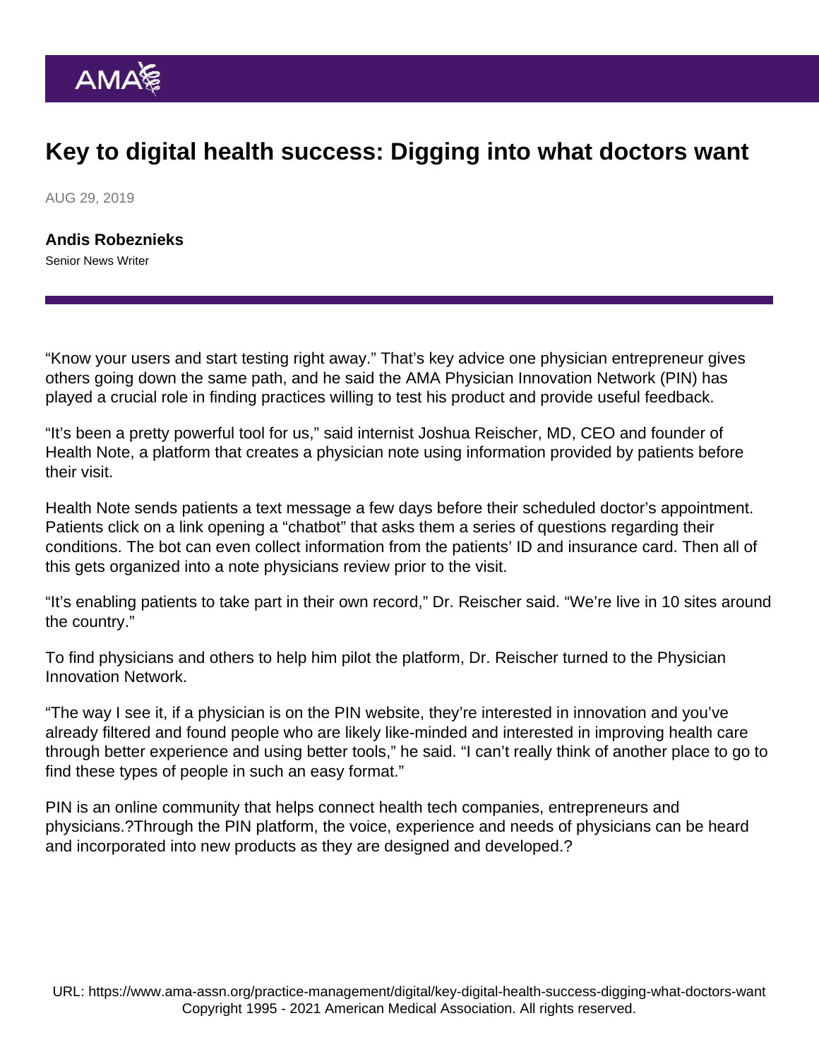# Key to digital health success: Digging into what doctors want

AUG 29, 2019

**Andis Robeznieks**
Senior News Writer

"Know your users and start testing right away." That's key advice one physician entrepreneur gives others going down the same path, and he said the AMA Physician Innovation Network (PIN) has played a crucial role in finding practices willing to test his product and provide useful feedback.

"It's been a pretty powerful tool for us," said internist Joshua Reischer, MD, CEO and founder of Health Note, a platform that creates a physician note using information provided by patients before their visit.

Health Note sends patients a text message a few days before their scheduled doctor's appointment. Patients click on a link opening a "chatbot" that asks them a series of questions regarding their conditions. The bot can even collect information from the patients' ID and insurance card. Then all of this gets organized into a note physicians review prior to the visit.

"It's enabling patients to take part in their own record," Dr. Reischer said. "We're live in 10 sites around the country."

To find physicians and others to help him pilot the platform, Dr. Reischer turned to the Physician Innovation Network.

"The way I see it, if a physician is on the PIN website, they're interested in innovation and you've already filtered and found people who are likely like-minded and interested in improving health care through better experience and using better tools," he said. "I can't really think of another place to go to find these types of people in such an easy format."

PIN is an online community that helps connect health tech companies, entrepreneurs and physicians.?Through the PIN platform, the voice, experience and needs of physicians can be heard and incorporated into new products as they are designed and developed.?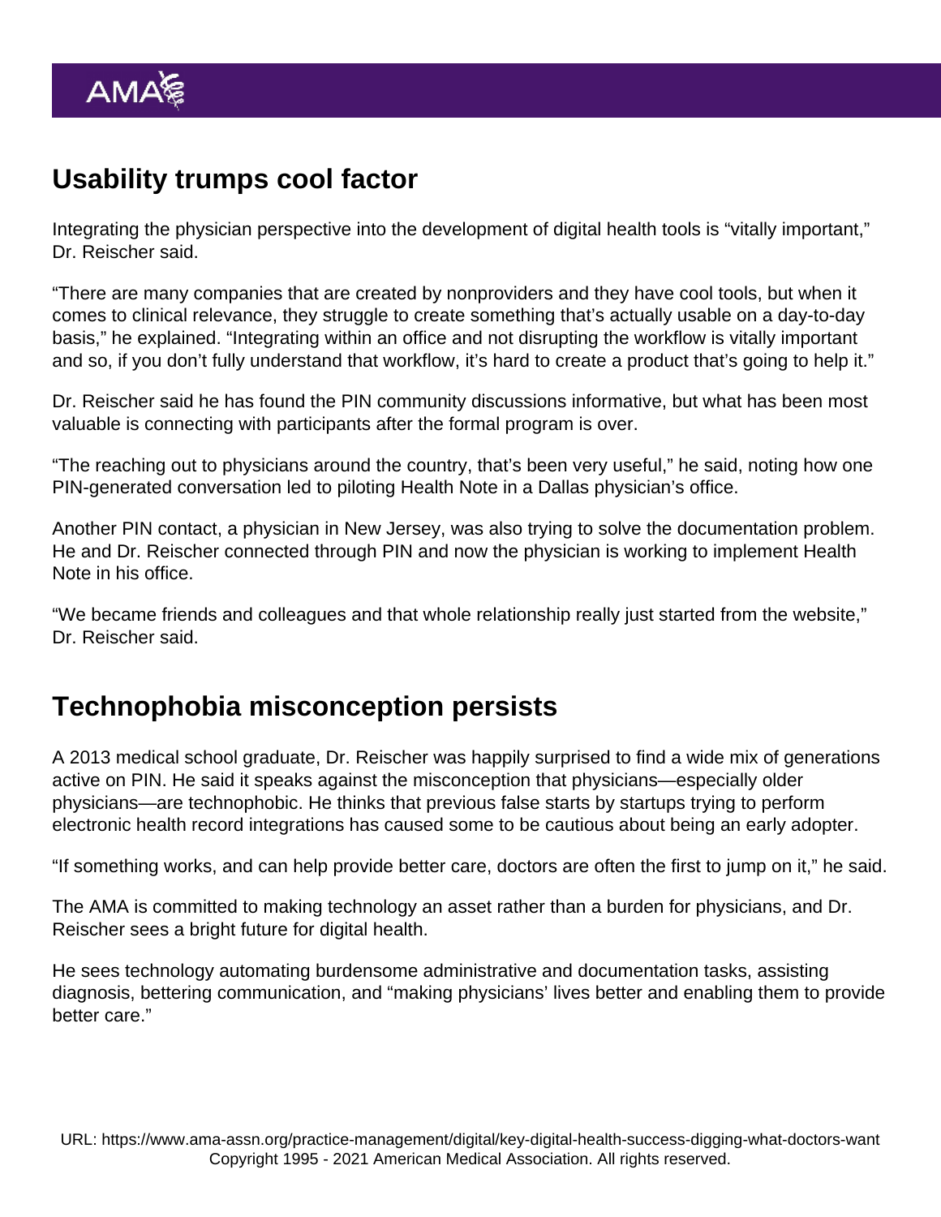## Usability trumps cool factor

Integrating the physician perspective into the development of digital health tools is “vitally important,” Dr. Reischer said.

“There are many companies that are created by nonproviders and they have cool tools, but when it comes to clinical relevance, they struggle to create something that’s actually usable on a day-to-day basis,” he explained. “Integrating within an office and not disrupting the workflow is vitally important and so, if you don’t fully understand that workflow, it’s hard to create a product that’s going to help it.”

Dr. Reischer said he has found the PIN community discussions informative, but what has been most valuable is connecting with participants after the formal program is over.

“The reaching out to physicians around the country, that’s been very useful,” he said, noting how one PIN-generated conversation led to piloting Health Note in a Dallas physician’s office.

Another PIN contact, a physician in New Jersey, was also trying to solve the documentation problem. He and Dr. Reischer connected through PIN and now the physician is working to implement Health Note in his office.

“We became friends and colleagues and that whole relationship really just started from the website,” Dr. Reischer said.

## Technophobia misconception persists

A 2013 medical school graduate, Dr. Reischer was happily surprised to find a wide mix of generations active on PIN. He said it speaks against the misconception that physicians—especially older physicians—are technophobic. He thinks that previous false starts by startups trying to perform electronic health record integrations has caused some to be cautious about being an early adopter.

“If something works, and can help provide better care, doctors are often the first to jump on it,” he said.

The AMA is committed to making technology an asset rather than a burden for physicians, and Dr. Reischer sees a bright future for digital health.

He sees technology automating burdensome administrative and documentation tasks, assisting diagnosis, bettering communication, and “making physicians’ lives better and enabling them to provide better care.”